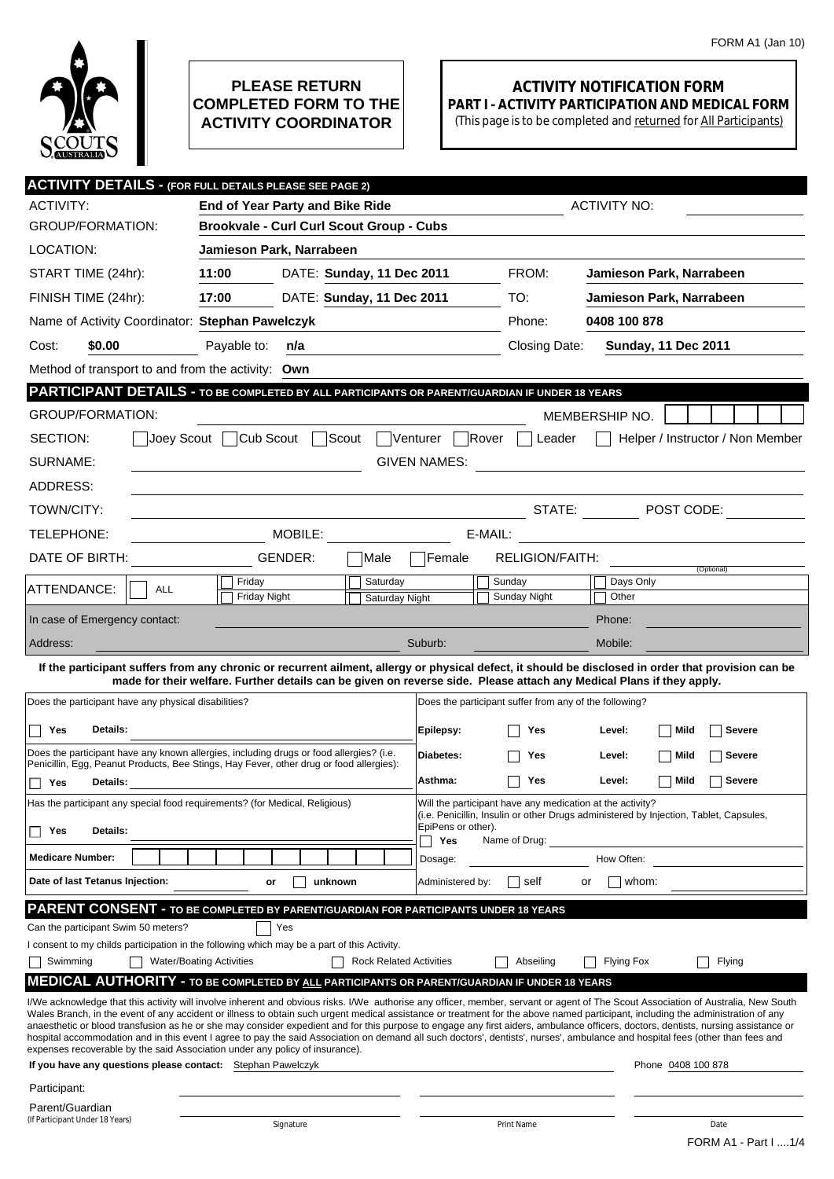FORM A1 (Jan 10)

**PLEASE RETURN COMPLETED FORM TO THE ACTIVITY COORDINATOR**

# ACTIVITY NOTIFICATION FORM

## PART I - ACTIVITY PARTICIPATION AND MEDICAL FORM

(This page is to be completed and returned for All Participants)

## ACTIVITY DETAILS - (FOR FULL DETAILS PLEASE SEE PAGE 2)

ACTIVITY: **End of Year Party and Bike Ride** ACTIVITY NO:

GROUP/FORMATION: **Brookvale - Curl Curl Scout Group - Cubs**

LOCATION: **Jamieson Park, Narrabeen**

START TIME (24hr): **11:00** DATE: **Sunday, 11 Dec 2011** FROM: **Jamieson Park, Narrabeen**

FINISH TIME (24hr): **17:00** DATE: **Sunday, 11 Dec 2011** TO: **Jamieson Park, Narrabeen**

Name of Activity Coordinator: **Stephan Pawelczyk** Phone: **0408 100 878**

Cost: **$0.00** Payable to: **n/a** Closing Date: **Sunday, 11 Dec 2011**

Method of transport to and from the activity: **Own**

## PARTICIPANT DETAILS - TO BE COMPLETED BY ALL PARTICIPANTS OR PARENT/GUARDIAN IF UNDER 18 YEARS

GROUP/FORMATION: MEMBERSHIP NO.

SECTION: ☐ Joey Scout ☐ Cub Scout ☐ Scout ☐ Venturer ☐ Rover ☐ Leader ☐ Helper / Instructor / Non Member

SURNAME: GIVEN NAMES:

ADDRESS:

TOWN/CITY: STATE: POST CODE:

TELEPHONE: MOBILE: E-MAIL:

DATE OF BIRTH: GENDER: ☐ Male ☐ Female RELIGION/FAITH: (Optional)

ATTENDANCE: ☐ ALL ☐ Friday ☐ Friday Night ☐ Saturday ☐ Saturday Night ☐ Sunday ☐ Sunday Night ☐ Days Only ☐ Other

In case of Emergency contact: Phone:

Address: Suburb: Mobile:

**If the participant suffers from any chronic or recurrent ailment, allergy or physical defect, it should be disclosed in order that provision can be made for their welfare. Further details can be given on reverse side. Please attach any Medical Plans if they apply.**

Does the participant have any physical disabilities?

☐ **Yes** **Details:**

Does the participant have any known allergies, including drugs or food allergies? (i.e. Penicillin, Egg, Peanut Products, Bee Stings, Hay Fever, other drug or food allergies):

☐ **Yes** **Details:**

Has the participant any special food requirements? (for Medical, Religious)

☐ **Yes** **Details:**

**Medicare Number:**

**Date of last Tetanus Injection:** or ☐ **unknown**

Does the participant suffer from any of the following?

| | | | | |
|---|---|---|---|---|
| **Epilepsy:** | ☐ **Yes** | **Level:** | ☐ **Mild** | ☐ **Severe** |
| **Diabetes:** | ☐ **Yes** | **Level:** | ☐ **Mild** | ☐ **Severe** |
| **Asthma:** | ☐ **Yes** | **Level:** | ☐ **Mild** | ☐ **Severe** |

Will the participant have any medication at the activity? (i.e. Penicillin, Insulin or other Drugs administered by Injection, Tablet, Capsules, EpiPens or other).

☐ **Yes** Name of Drug:

Dosage: How Often:

Administered by: ☐ self or ☐ whom:

## PARENT CONSENT - TO BE COMPLETED BY PARENT/GUARDIAN FOR PARTICIPANTS UNDER 18 YEARS

Can the participant Swim 50 meters? ☐ Yes

I consent to my childs participation in the following which may be a part of this Activity.

☐ Swimming ☐ Water/Boating Activities ☐ Rock Related Activities ☐ Abseiling ☐ Flying Fox ☐ Flying

## MEDICAL AUTHORITY - TO BE COMPLETED BY ALL PARTICIPANTS OR PARENT/GUARDIAN IF UNDER 18 YEARS

I/We acknowledge that this activity will involve inherent and obvious risks. I/We authorise any officer, member, servant or agent of The Scout Association of Australia, New South Wales Branch, in the event of any accident or illness to obtain such urgent medical assistance or treatment for the above named participant, including the administration of any anaesthetic or blood transfusion as he or she may consider expedient and for this purpose to engage any first aiders, ambulance officers, doctors, dentists, nursing assistance or hospital accommodation and in this event I agree to pay the said Association on demand all such doctors', dentists', nurses', ambulance and hospital fees (other than fees and expenses recoverable by the said Association under any policy of insurance).

**If you have any questions please contact:** Stephan Pawelczyk Phone 0408 100 878

| | Signature | Print Name | Date |
|---|---|---|---|
| Participant: | | | |
| Parent/Guardian (If Participant Under 18 Years) | | | |

FORM A1 - Part I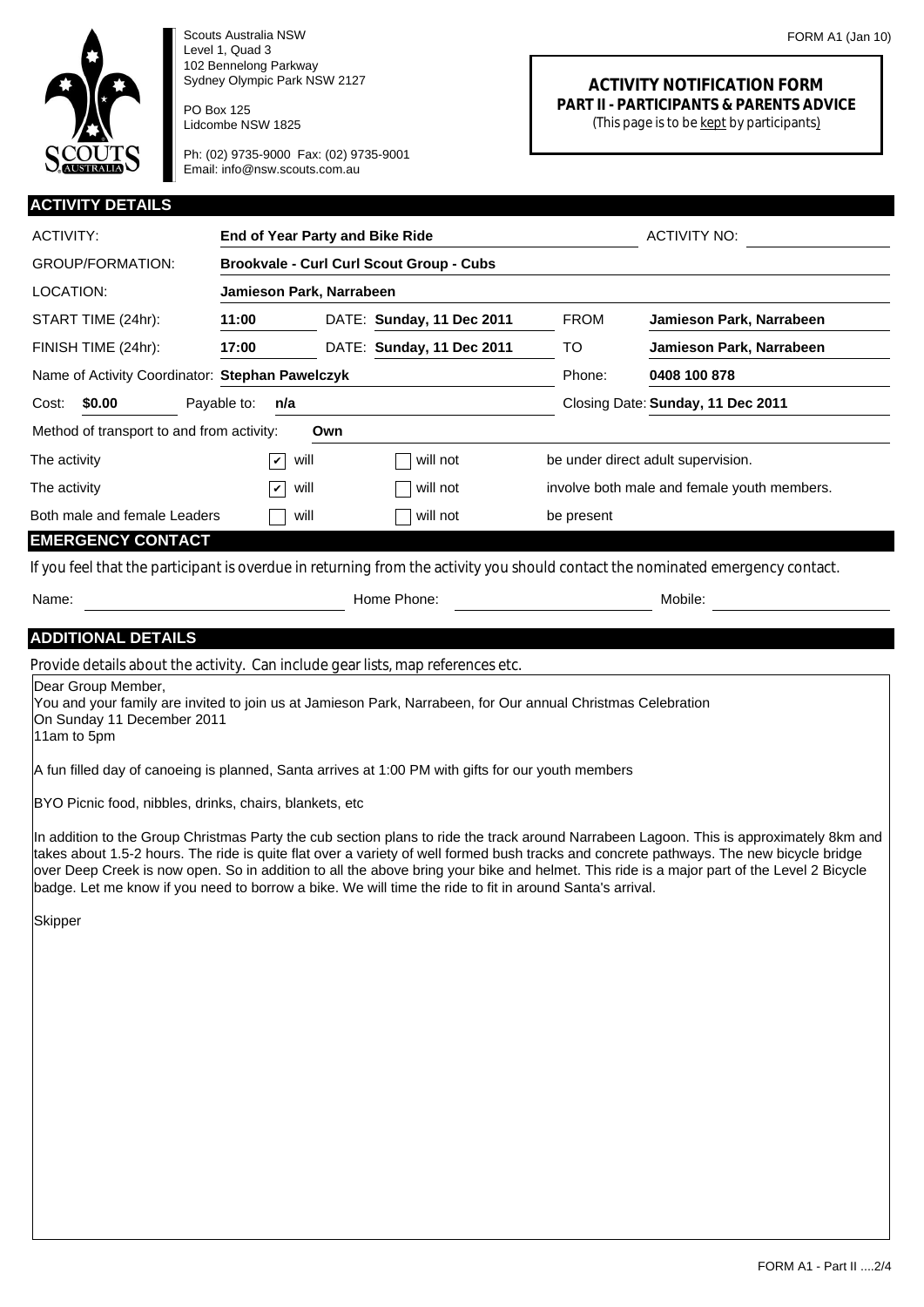Scouts Australia NSW
Level 1, Quad 3
102 Bennelong Parkway
Sydney Olympic Park NSW 2127

PO Box 125
Lidcombe NSW 1825

Ph: (02) 9735-9000 Fax: (02) 9735-9001
Email: info@nsw.scouts.com.au

FORM A1 (Jan 10)

**ACTIVITY NOTIFICATION FORM**
**PART II - PARTICIPANTS & PARENTS ADVICE**
*(This page is to be kept by participants)*

## ACTIVITY DETAILS

| | | | | | |
|---|---|---|---|---|---|
| ACTIVITY: | **End of Year Party and Bike Ride** | | | ACTIVITY NO: | |
| GROUP/FORMATION: | **Brookvale - Curl Curl Scout Group - Cubs** | | | | |
| LOCATION: | **Jamieson Park, Narrabeen** | | | | |
| START TIME (24hr): | **11:00** | DATE: **Sunday, 11 Dec 2011** | FROM | **Jamieson Park, Narrabeen** | |
| FINISH TIME (24hr): | **17:00** | DATE: **Sunday, 11 Dec 2011** | TO | **Jamieson Park, Narrabeen** | |

Name of Activity Coordinator: **Stephan Pawelczyk** Phone: **0408 100 878**

Cost: **$0.00** Payable to: **n/a** Closing Date: **Sunday, 11 Dec 2011**

Method of transport to and from activity: **Own**

The activity [x] will [ ] will not be under direct adult supervision.

The activity [x] will [ ] will not involve both male and female youth members.

Both male and female Leaders [ ] will [ ] will not be present

## EMERGENCY CONTACT

If you feel that the participant is overdue in returning from the activity you should contact the nominated emergency contact.

Name: Home Phone: Mobile:

## ADDITIONAL DETAILS

Provide details about the activity. Can include gear lists, map references etc.

Dear Group Member,
You and your family are invited to join us at Jamieson Park, Narrabeen, for Our annual Christmas Celebration
On Sunday 11 December 2011
11am to 5pm

A fun filled day of canoeing is planned, Santa arrives at 1:00 PM with gifts for our youth members

BYO Picnic food, nibbles, drinks, chairs, blankets, etc

In addition to the Group Christmas Party the cub section plans to ride the track around Narrabeen Lagoon. This is approximately 8km and takes about 1.5-2 hours. The ride is quite flat over a variety of well formed bush tracks and concrete pathways. The new bicycle bridge over Deep Creek is now open. So in addition to all the above bring your bike and helmet. This ride is a major part of the Level 2 Bicycle badge. Let me know if you need to borrow a bike. We will time the ride to fit in around Santa's arrival.

Skipper